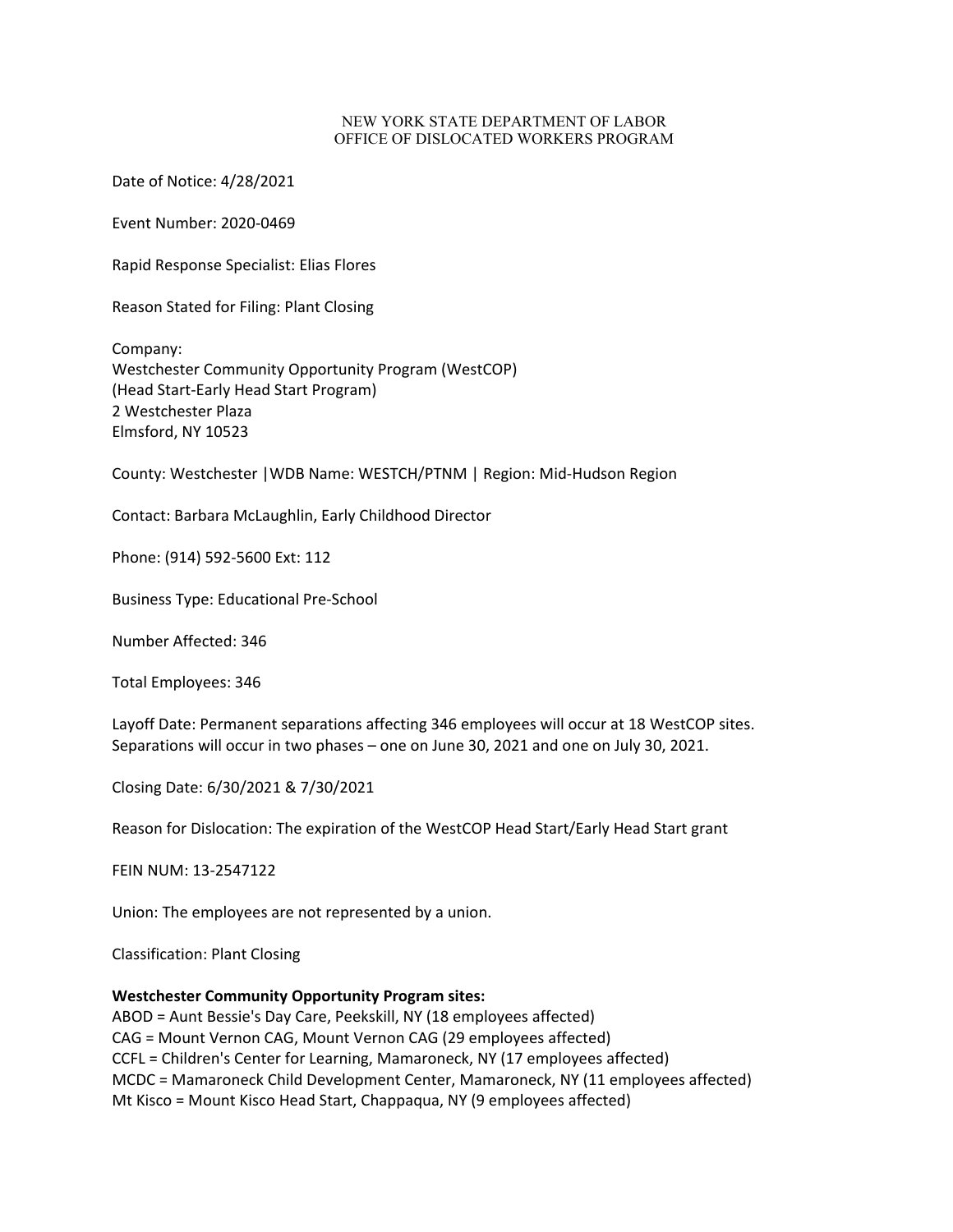NEW YORK STATE DEPARTMENT OF LABOR
OFFICE OF DISLOCATED WORKERS PROGRAM

Date of Notice: 4/28/2021

Event Number: 2020-0469

Rapid Response Specialist: Elias Flores

Reason Stated for Filing: Plant Closing

Company:
Westchester Community Opportunity Program (WestCOP)
(Head Start-Early Head Start Program)
2 Westchester Plaza
Elmsford, NY 10523

County: Westchester |WDB Name: WESTCH/PTNM | Region: Mid-Hudson Region

Contact: Barbara McLaughlin, Early Childhood Director

Phone: (914) 592-5600 Ext: 112

Business Type: Educational Pre-School

Number Affected: 346

Total Employees: 346

Layoff Date: Permanent separations affecting 346 employees will occur at 18 WestCOP sites. Separations will occur in two phases – one on June 30, 2021 and one on July 30, 2021.

Closing Date: 6/30/2021 & 7/30/2021

Reason for Dislocation: The expiration of the WestCOP Head Start/Early Head Start grant

FEIN NUM: 13-2547122

Union: The employees are not represented by a union.

Classification: Plant Closing

**Westchester Community Opportunity Program sites:**
ABOD = Aunt Bessie's Day Care, Peekskill, NY (18 employees affected)
CAG = Mount Vernon CAG, Mount Vernon CAG (29 employees affected)
CCFL = Children's Center for Learning, Mamaroneck, NY (17 employees affected)
MCDC = Mamaroneck Child Development Center, Mamaroneck, NY (11 employees affected)
Mt Kisco = Mount Kisco Head Start, Chappaqua, NY (9 employees affected)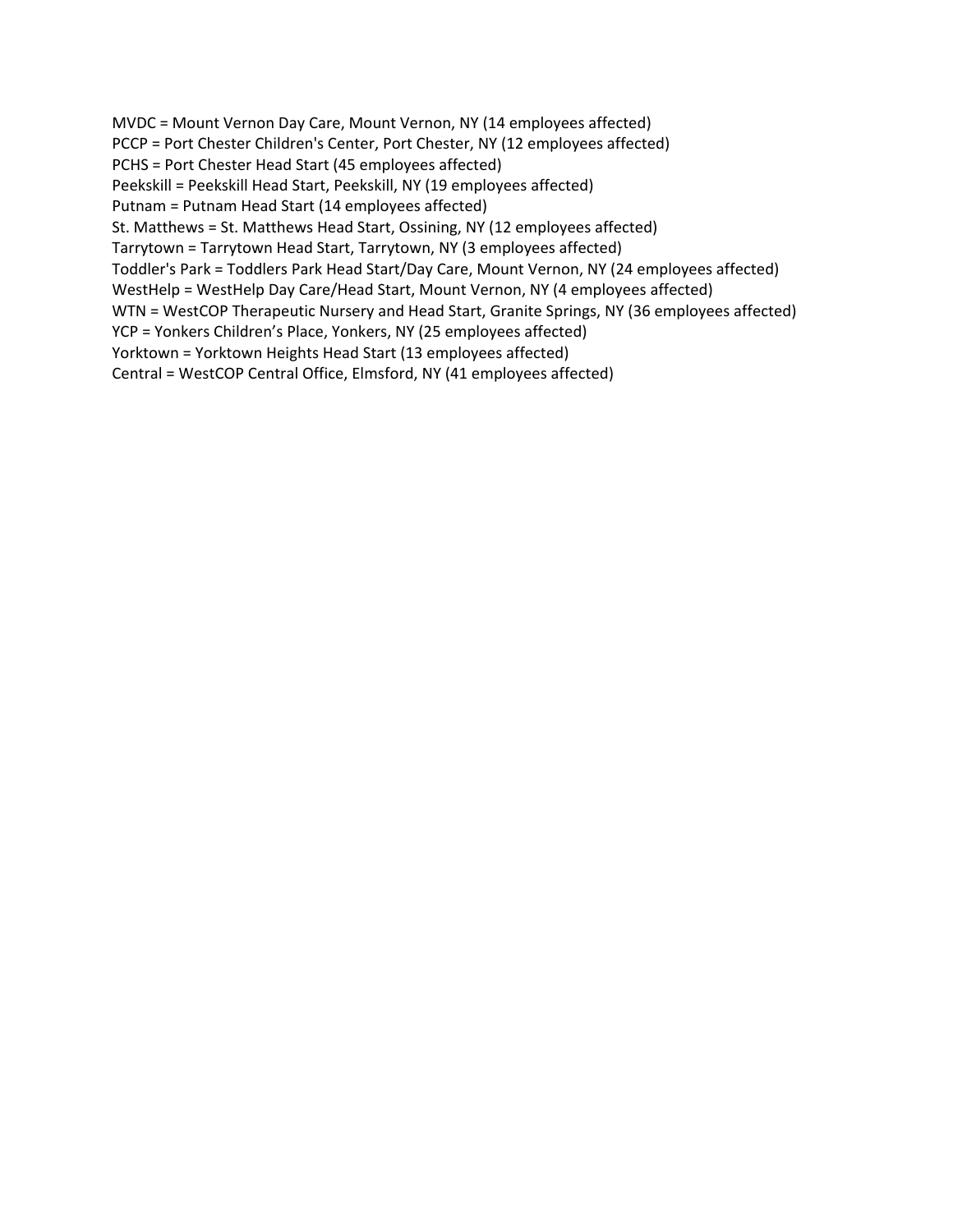MVDC = Mount Vernon Day Care, Mount Vernon, NY (14 employees affected)
PCCP = Port Chester Children's Center, Port Chester, NY (12 employees affected)
PCHS = Port Chester Head Start (45 employees affected)
Peekskill = Peekskill Head Start, Peekskill, NY (19 employees affected)
Putnam = Putnam Head Start (14 employees affected)
St. Matthews = St. Matthews Head Start, Ossining, NY (12 employees affected)
Tarrytown = Tarrytown Head Start, Tarrytown, NY (3 employees affected)
Toddler's Park = Toddlers Park Head Start/Day Care, Mount Vernon, NY (24 employees affected)
WestHelp = WestHelp Day Care/Head Start, Mount Vernon, NY (4 employees affected)
WTN = WestCOP Therapeutic Nursery and Head Start, Granite Springs, NY (36 employees affected)
YCP = Yonkers Children's Place, Yonkers, NY (25 employees affected)
Yorktown = Yorktown Heights Head Start (13 employees affected)
Central = WestCOP Central Office, Elmsford, NY (41 employees affected)